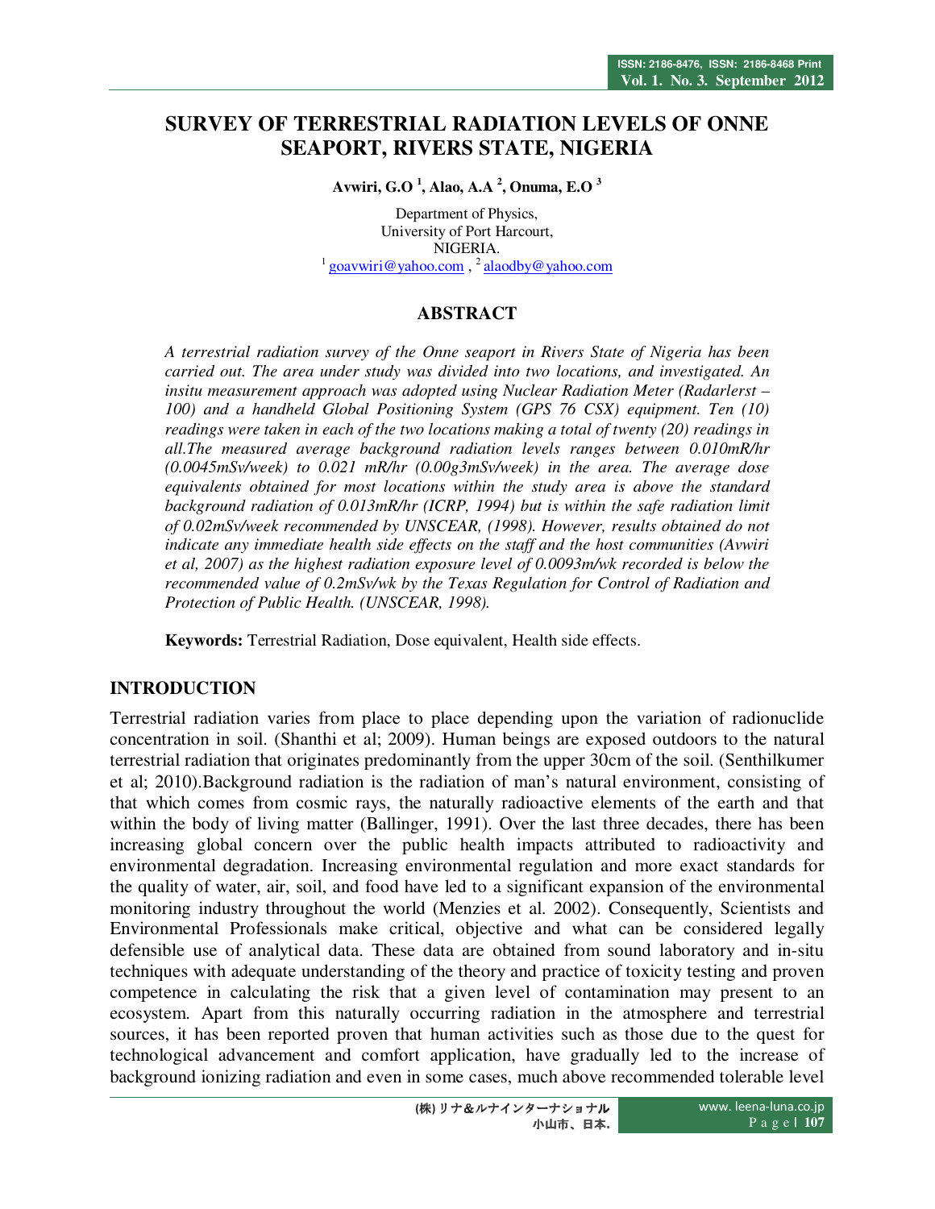# SURVEY OF TERRESTRIAL RADIATION LEVELS OF ONNE SEAPORT, RIVERS STATE, NIGERIA

**Avwiri, G.O [1], Alao, A.A [2], Onuma, E.O [3]**

Department of Physics,
University of Port Harcourt,
NIGERIA.
[1] goavwiri@yahoo.com , [2] alaodby@yahoo.com

## ABSTRACT

*A terrestrial radiation survey of the Onne seaport in Rivers State of Nigeria has been carried out. The area under study was divided into two locations, and investigated. An insitu measurement approach was adopted using Nuclear Radiation Meter (Radarlerst – 100) and a handheld Global Positioning System (GPS 76 CSX) equipment. Ten (10) readings were taken in each of the two locations making a total of twenty (20) readings in all.The measured average background radiation levels ranges between 0.010mR/hr (0.0045mSv/week) to 0.021 mR/hr (0.00g3mSv/week) in the area. The average dose equivalents obtained for most locations within the study area is above the standard background radiation of 0.013mR/hr (ICRP, 1994) but is within the safe radiation limit of 0.02mSv/week recommended by UNSCEAR, (1998). However, results obtained do not indicate any immediate health side effects on the staff and the host communities (Avwiri et al, 2007) as the highest radiation exposure level of 0.0093m/wk recorded is below the recommended value of 0.2mSv/wk by the Texas Regulation for Control of Radiation and Protection of Public Health. (UNSCEAR, 1998).*

**Keywords:** Terrestrial Radiation, Dose equivalent, Health side effects.

## INTRODUCTION

Terrestrial radiation varies from place to place depending upon the variation of radionuclide concentration in soil. (Shanthi et al; 2009). Human beings are exposed outdoors to the natural terrestrial radiation that originates predominantly from the upper 30cm of the soil. (Senthilkumer et al; 2010).Background radiation is the radiation of man's natural environment, consisting of that which comes from cosmic rays, the naturally radioactive elements of the earth and that within the body of living matter (Ballinger, 1991). Over the last three decades, there has been increasing global concern over the public health impacts attributed to radioactivity and environmental degradation. Increasing environmental regulation and more exact standards for the quality of water, air, soil, and food have led to a significant expansion of the environmental monitoring industry throughout the world (Menzies et al. 2002). Consequently, Scientists and Environmental Professionals make critical, objective and what can be considered legally defensible use of analytical data. These data are obtained from sound laboratory and in-situ techniques with adequate understanding of the theory and practice of toxicity testing and proven competence in calculating the risk that a given level of contamination may present to an ecosystem. Apart from this naturally occurring radiation in the atmosphere and terrestrial sources, it has been reported proven that human activities such as those due to the quest for technological advancement and comfort application, have gradually led to the increase of background ionizing radiation and even in some cases, much above recommended tolerable level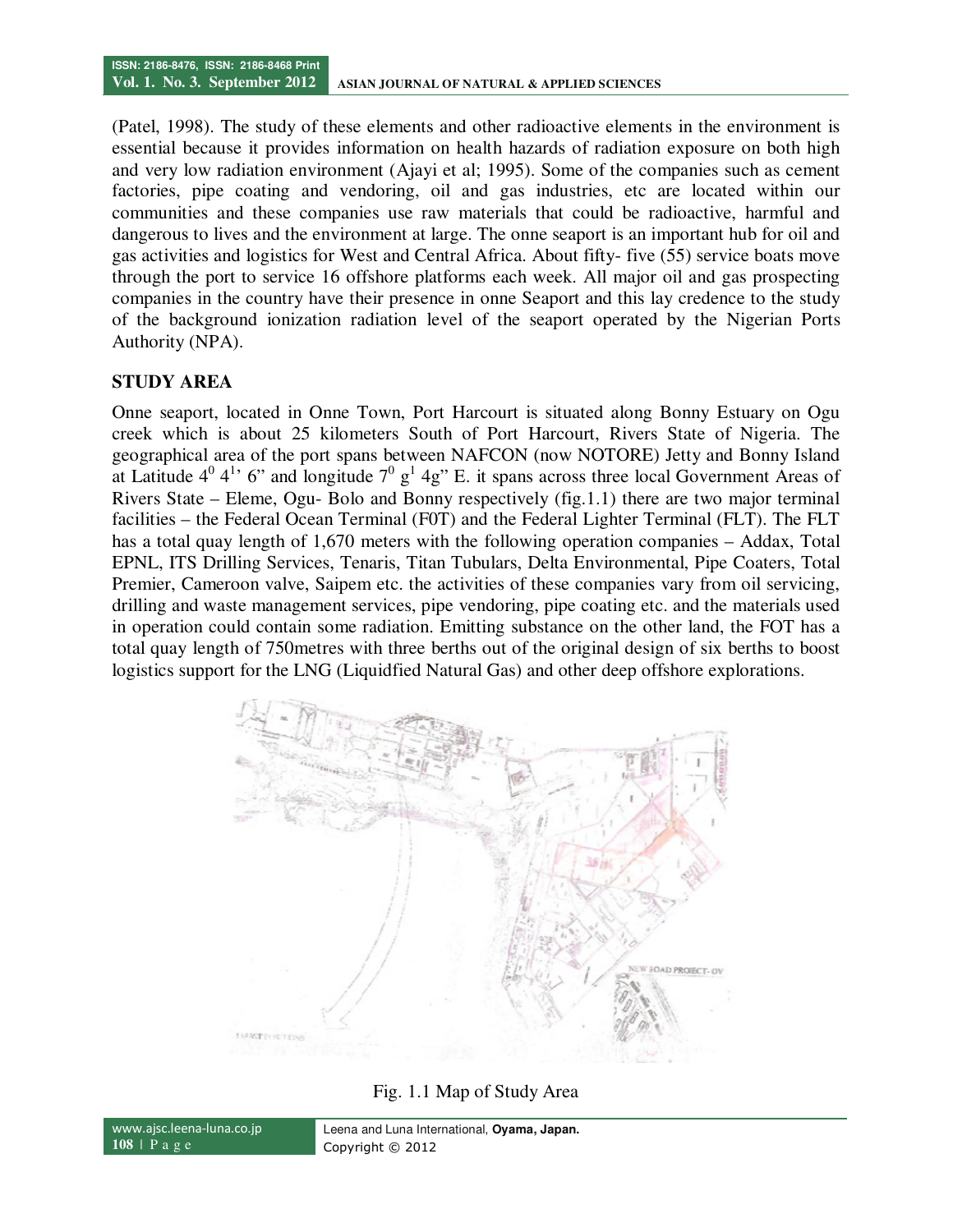(Patel, 1998). The study of these elements and other radioactive elements in the environment is essential because it provides information on health hazards of radiation exposure on both high and very low radiation environment (Ajayi et al; 1995). Some of the companies such as cement factories, pipe coating and vendoring, oil and gas industries, etc are located within our communities and these companies use raw materials that could be radioactive, harmful and dangerous to lives and the environment at large. The onne seaport is an important hub for oil and gas activities and logistics for West and Central Africa. About fifty- five (55) service boats move through the port to service 16 offshore platforms each week. All major oil and gas prospecting companies in the country have their presence in onne Seaport and this lay credence to the study of the background ionization radiation level of the seaport operated by the Nigerian Ports Authority (NPA).

## STUDY AREA

Onne seaport, located in Onne Town, Port Harcourt is situated along Bonny Estuary on Ogu creek which is about 25 kilometers South of Port Harcourt, Rivers State of Nigeria. The geographical area of the port spans between NAFCON (now NOTORE) Jetty and Bonny Island at Latitude $4^0$ $4^{1}$' 6" and longitude $7^0$ $g^1$ 4g" E. it spans across three local Government Areas of Rivers State – Eleme, Ogu- Bolo and Bonny respectively (fig.1.1) there are two major terminal facilities – the Federal Ocean Terminal (F0T) and the Federal Lighter Terminal (FLT). The FLT has a total quay length of 1,670 meters with the following operation companies – Addax, Total EPNL, ITS Drilling Services, Tenaris, Titan Tubulars, Delta Environmental, Pipe Coaters, Total Premier, Cameroon valve, Saipem etc. the activities of these companies vary from oil servicing, drilling and waste management services, pipe vendoring, pipe coating etc. and the materials used in operation could contain some radiation. Emitting substance on the other land, the FOT has a total quay length of 750metres with three berths out of the original design of six berths to boost logistics support for the LNG (Liquidfied Natural Gas) and other deep offshore explorations.

Fig. 1.1 Map of Study Area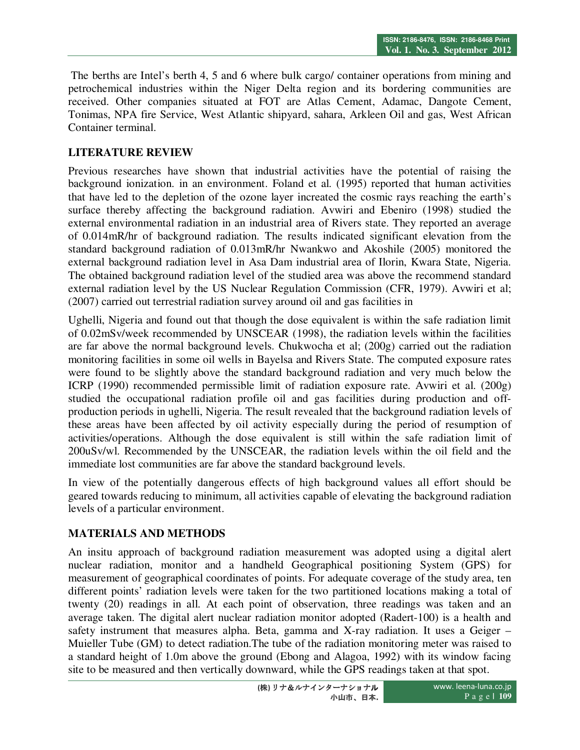The berths are Intel's berth 4, 5 and 6 where bulk cargo/ container operations from mining and petrochemical industries within the Niger Delta region and its bordering communities are received. Other companies situated at FOT are Atlas Cement, Adamac, Dangote Cement, Tonimas, NPA fire Service, West Atlantic shipyard, sahara, Arkleen Oil and gas, West African Container terminal.

## LITERATURE REVIEW

Previous researches have shown that industrial activities have the potential of raising the background ionization. in an environment. Foland et al. (1995) reported that human activities that have led to the depletion of the ozone layer increated the cosmic rays reaching the earth's surface thereby affecting the background radiation. Avwiri and Ebeniro (1998) studied the external environmental radiation in an industrial area of Rivers state. They reported an average of 0.014mR/hr of background radiation. The results indicated significant elevation from the standard background radiation of 0.013mR/hr Nwankwo and Akoshile (2005) monitored the external background radiation level in Asa Dam industrial area of Ilorin, Kwara State, Nigeria. The obtained background radiation level of the studied area was above the recommend standard external radiation level by the US Nuclear Regulation Commission (CFR, 1979). Avwiri et al; (2007) carried out terrestrial radiation survey around oil and gas facilities in

Ughelli, Nigeria and found out that though the dose equivalent is within the safe radiation limit of 0.02mSv/week recommended by UNSCEAR (1998), the radiation levels within the facilities are far above the normal background levels. Chukwocha et al; (200g) carried out the radiation monitoring facilities in some oil wells in Bayelsa and Rivers State. The computed exposure rates were found to be slightly above the standard background radiation and very much below the ICRP (1990) recommended permissible limit of radiation exposure rate. Avwiri et al. (200g) studied the occupational radiation profile oil and gas facilities during production and off-production periods in ughelli, Nigeria. The result revealed that the background radiation levels of these areas have been affected by oil activity especially during the period of resumption of activities/operations. Although the dose equivalent is still within the safe radiation limit of 200uSv/wl. Recommended by the UNSCEAR, the radiation levels within the oil field and the immediate lost communities are far above the standard background levels.

In view of the potentially dangerous effects of high background values all effort should be geared towards reducing to minimum, all activities capable of elevating the background radiation levels of a particular environment.

## MATERIALS AND METHODS

An insitu approach of background radiation measurement was adopted using a digital alert nuclear radiation, monitor and a handheld Geographical positioning System (GPS) for measurement of geographical coordinates of points. For adequate coverage of the study area, ten different points' radiation levels were taken for the two partitioned locations making a total of twenty (20) readings in all. At each point of observation, three readings was taken and an average taken. The digital alert nuclear radiation monitor adopted (Radert-100) is a health and safety instrument that measures alpha. Beta, gamma and X-ray radiation. It uses a Geiger – Muieller Tube (GM) to detect radiation.The tube of the radiation monitoring meter was raised to a standard height of 1.0m above the ground (Ebong and Alagoa, 1992) with its window facing site to be measured and then vertically downward, while the GPS readings taken at that spot.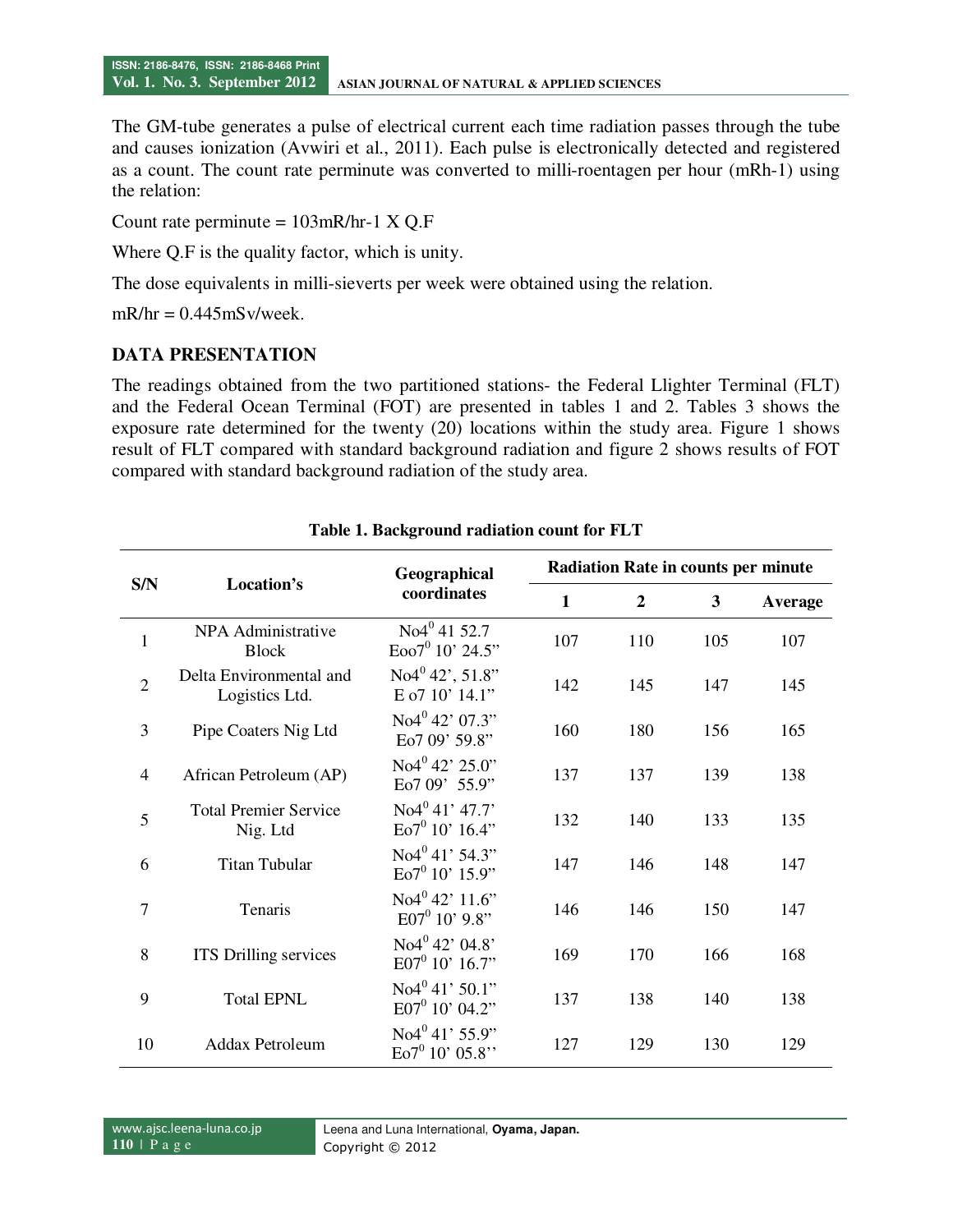The GM-tube generates a pulse of electrical current each time radiation passes through the tube and causes ionization (Avwiri et al., 2011). Each pulse is electronically detected and registered as a count. The count rate perminute was converted to milli-roentagen per hour (mRh-1) using the relation:

Count rate perminute = 103mR/hr-1 X Q.F

Where Q.F is the quality factor, which is unity.

The dose equivalents in milli-sieverts per week were obtained using the relation.

mR/hr = 0.445mSv/week.

## DATA PRESENTATION

The readings obtained from the two partitioned stations- the Federal Llighter Terminal (FLT) and the Federal Ocean Terminal (FOT) are presented in tables 1 and 2. Tables 3 shows the exposure rate determined for the twenty (20) locations within the study area. Figure 1 shows result of FLT compared with standard background radiation and figure 2 shows results of FOT compared with standard background radiation of the study area.

**Table 1. Background radiation count for FLT**

| S/N | Location's | Geographical coordinates | Radiation Rate in counts per minute | | | |
|---|---|---|---|---|---|---|
| | | | 1 | 2 | 3 | Average |
| 1 | NPA Administrative Block | No4$^{0}$ 41 52.7 Eoo7$^{0}$ 10' 24.5" | 107 | 110 | 105 | 107 |
| 2 | Delta Environmental and Logistics Ltd. | No4$^{0}$ 42', 51.8" E o7 10' 14.1" | 142 | 145 | 147 | 145 |
| 3 | Pipe Coaters Nig Ltd | No4$^{0}$ 42' 07.3" Eo7 09' 59.8" | 160 | 180 | 156 | 165 |
| 4 | African Petroleum (AP) | No4$^{0}$ 42' 25.0" Eo7 09' 55.9" | 137 | 137 | 139 | 138 |
| 5 | Total Premier Service Nig. Ltd | No4$^{0}$ 41' 47.7' Eo7$^{0}$ 10' 16.4" | 132 | 140 | 133 | 135 |
| 6 | Titan Tubular | No4$^{0}$ 41' 54.3" Eo7$^{0}$ 10' 15.9" | 147 | 146 | 148 | 147 |
| 7 | Tenaris | No4$^{0}$ 42' 11.6" E07$^{0}$ 10' 9.8" | 146 | 146 | 150 | 147 |
| 8 | ITS Drilling services | No4$^{0}$ 42' 04.8' E07$^{0}$ 10' 16.7" | 169 | 170 | 166 | 168 |
| 9 | Total EPNL | No4$^{0}$ 41' 50.1" E07$^{0}$ 10' 04.2" | 137 | 138 | 140 | 138 |
| 10 | Addax Petroleum | No4$^{0}$ 41' 55.9" Eo7$^{0}$ 10' 05.8" | 127 | 129 | 130 | 129 |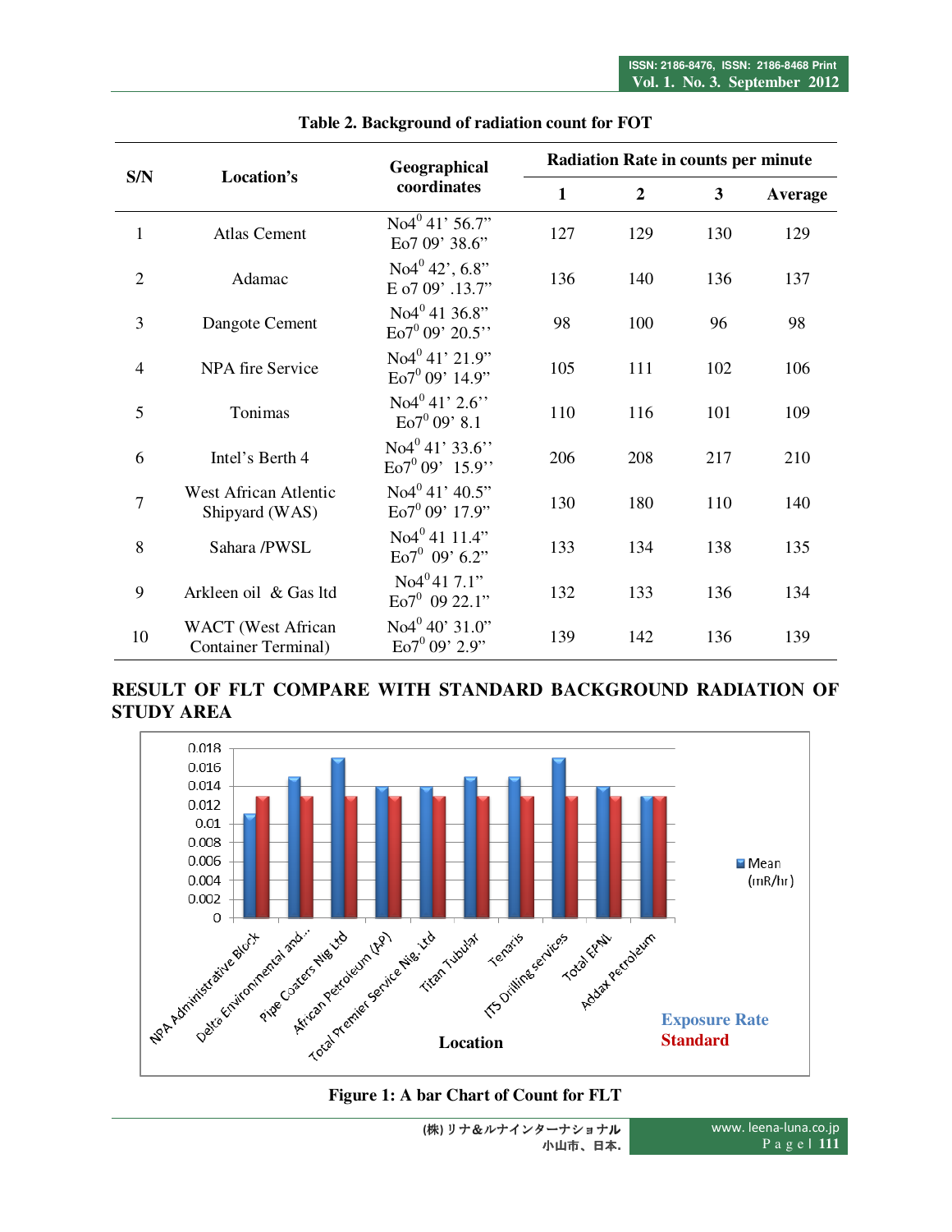**Table 2. Background of radiation count for FOT**

| S/N | Location's | Geographical coordinates | Radiation Rate in counts per minute | | | |
|---|---|---|---|---|---|---|
| | | | 1 | 2 | 3 | Average |
| 1 | Atlas Cement | No4$^0$ 41' 56.7" Eo7 09' 38.6" | 127 | 129 | 130 | 129 |
| 2 | Adamac | No4$^0$ 42', 6.8" E o7 09' .13.7" | 136 | 140 | 136 | 137 |
| 3 | Dangote Cement | No4$^0$ 41 36.8" Eo7$^0$ 09' 20.5'' | 98 | 100 | 96 | 98 |
| 4 | NPA fire Service | No4$^0$ 41' 21.9" Eo7$^0$ 09' 14.9" | 105 | 111 | 102 | 106 |
| 5 | Tonimas | No4$^0$ 41' 2.6'' Eo7$^0$ 09' 8.1 | 110 | 116 | 101 | 109 |
| 6 | Intel's Berth 4 | No4$^0$ 41' 33.6'' Eo7$^0$ 09' 15.9'' | 206 | 208 | 217 | 210 |
| 7 | West African Atlentic Shipyard (WAS) | No4$^0$ 41' 40.5" Eo7$^0$ 09' 17.9" | 130 | 180 | 110 | 140 |
| 8 | Sahara /PWSL | No4$^0$ 41 11.4" Eo7$^0$ 09' 6.2" | 133 | 134 | 138 | 135 |
| 9 | Arkleen oil & Gas ltd | No4$^0$ 41 7.1" Eo7$^0$ 09 22.1" | 132 | 133 | 136 | 134 |
| 10 | WACT (West African Container Terminal) | No4$^0$ 40' 31.0" Eo7$^0$ 09' 2.9" | 139 | 142 | 136 | 139 |

## RESULT OF FLT COMPARE WITH STANDARD BACKGROUND RADIATION OF STUDY AREA

Figure 1: A bar Chart of Count for FLT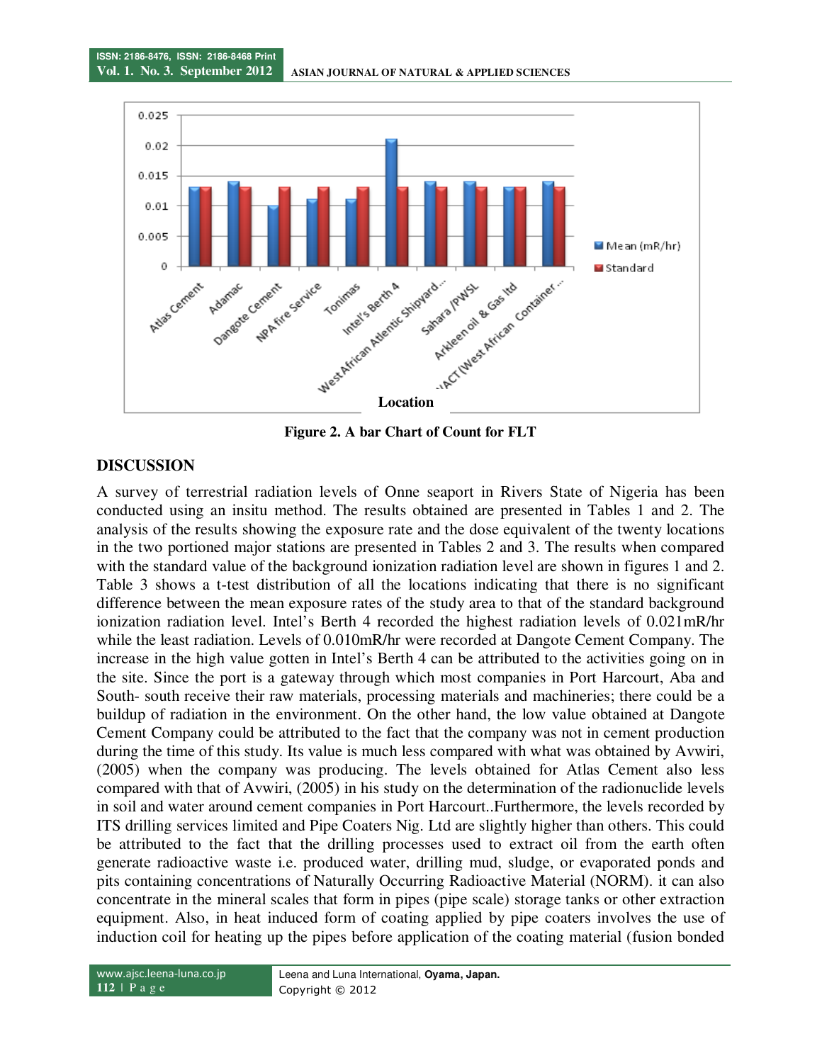**Figure 2. A bar Chart of Count for FLT**

## DISCUSSION

A survey of terrestrial radiation levels of Onne seaport in Rivers State of Nigeria has been conducted using an insitu method. The results obtained are presented in Tables 1 and 2. The analysis of the results showing the exposure rate and the dose equivalent of the twenty locations in the two portioned major stations are presented in Tables 2 and 3. The results when compared with the standard value of the background ionization radiation level are shown in figures 1 and 2. Table 3 shows a t-test distribution of all the locations indicating that there is no significant difference between the mean exposure rates of the study area to that of the standard background ionization radiation level. Intel's Berth 4 recorded the highest radiation levels of 0.021mR/hr while the least radiation. Levels of 0.010mR/hr were recorded at Dangote Cement Company. The increase in the high value gotten in Intel's Berth 4 can be attributed to the activities going on in the site. Since the port is a gateway through which most companies in Port Harcourt, Aba and South- south receive their raw materials, processing materials and machineries; there could be a buildup of radiation in the environment. On the other hand, the low value obtained at Dangote Cement Company could be attributed to the fact that the company was not in cement production during the time of this study. Its value is much less compared with what was obtained by Avwiri, (2005) when the company was producing. The levels obtained for Atlas Cement also less compared with that of Avwiri, (2005) in his study on the determination of the radionuclide levels in soil and water around cement companies in Port Harcourt..Furthermore, the levels recorded by ITS drilling services limited and Pipe Coaters Nig. Ltd are slightly higher than others. This could be attributed to the fact that the drilling processes used to extract oil from the earth often generate radioactive waste i.e. produced water, drilling mud, sludge, or evaporated ponds and pits containing concentrations of Naturally Occurring Radioactive Material (NORM). it can also concentrate in the mineral scales that form in pipes (pipe scale) storage tanks or other extraction equipment. Also, in heat induced form of coating applied by pipe coaters involves the use of induction coil for heating up the pipes before application of the coating material (fusion bonded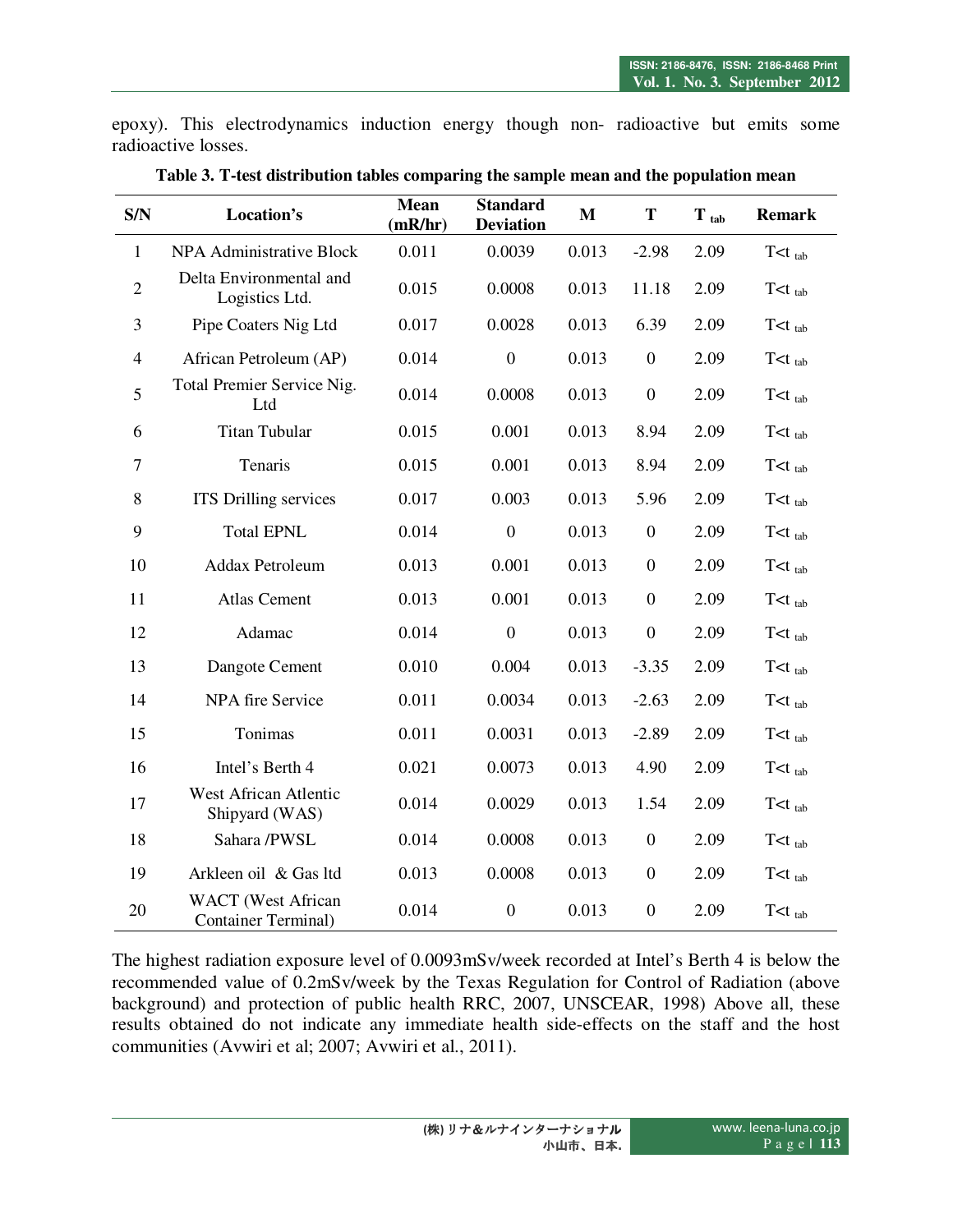epoxy). This electrodynamics induction energy though non- radioactive but emits some radioactive losses.

**Table 3. T-test distribution tables comparing the sample mean and the population mean**

| S/N | Location's | Mean (mR/hr) | Standard Deviation | M | T | $T_{tab}$ | Remark |
|---|---|---|---|---|---|---|---|
| 1 | NPA Administrative Block | 0.011 | 0.0039 | 0.013 | -2.98 | 2.09 | $T<t_{tab}$ |
| 2 | Delta Environmental and Logistics Ltd. | 0.015 | 0.0008 | 0.013 | 11.18 | 2.09 | $T<t_{tab}$ |
| 3 | Pipe Coaters Nig Ltd | 0.017 | 0.0028 | 0.013 | 6.39 | 2.09 | $T<t_{tab}$ |
| 4 | African Petroleum (AP) | 0.014 | 0 | 0.013 | 0 | 2.09 | $T<t_{tab}$ |
| 5 | Total Premier Service Nig. Ltd | 0.014 | 0.0008 | 0.013 | 0 | 2.09 | $T<t_{tab}$ |
| 6 | Titan Tubular | 0.015 | 0.001 | 0.013 | 8.94 | 2.09 | $T<t_{tab}$ |
| 7 | Tenaris | 0.015 | 0.001 | 0.013 | 8.94 | 2.09 | $T<t_{tab}$ |
| 8 | ITS Drilling services | 0.017 | 0.003 | 0.013 | 5.96 | 2.09 | $T<t_{tab}$ |
| 9 | Total EPNL | 0.014 | 0 | 0.013 | 0 | 2.09 | $T<t_{tab}$ |
| 10 | Addax Petroleum | 0.013 | 0.001 | 0.013 | 0 | 2.09 | $T<t_{tab}$ |
| 11 | Atlas Cement | 0.013 | 0.001 | 0.013 | 0 | 2.09 | $T<t_{tab}$ |
| 12 | Adamac | 0.014 | 0 | 0.013 | 0 | 2.09 | $T<t_{tab}$ |
| 13 | Dangote Cement | 0.010 | 0.004 | 0.013 | -3.35 | 2.09 | $T<t_{tab}$ |
| 14 | NPA fire Service | 0.011 | 0.0034 | 0.013 | -2.63 | 2.09 | $T<t_{tab}$ |
| 15 | Tonimas | 0.011 | 0.0031 | 0.013 | -2.89 | 2.09 | $T<t_{tab}$ |
| 16 | Intel's Berth 4 | 0.021 | 0.0073 | 0.013 | 4.90 | 2.09 | $T<t_{tab}$ |
| 17 | West African Atlentic Shipyard (WAS) | 0.014 | 0.0029 | 0.013 | 1.54 | 2.09 | $T<t_{tab}$ |
| 18 | Sahara /PWSL | 0.014 | 0.0008 | 0.013 | 0 | 2.09 | $T<t_{tab}$ |
| 19 | Arkleen oil & Gas ltd | 0.013 | 0.0008 | 0.013 | 0 | 2.09 | $T<t_{tab}$ |
| 20 | WACT (West African Container Terminal) | 0.014 | 0 | 0.013 | 0 | 2.09 | $T<t_{tab}$ |

The highest radiation exposure level of 0.0093mSv/week recorded at Intel's Berth 4 is below the recommended value of 0.2mSv/week by the Texas Regulation for Control of Radiation (above background) and protection of public health RRC, 2007, UNSCEAR, 1998) Above all, these results obtained do not indicate any immediate health side-effects on the staff and the host communities (Avwiri et al; 2007; Avwiri et al., 2011).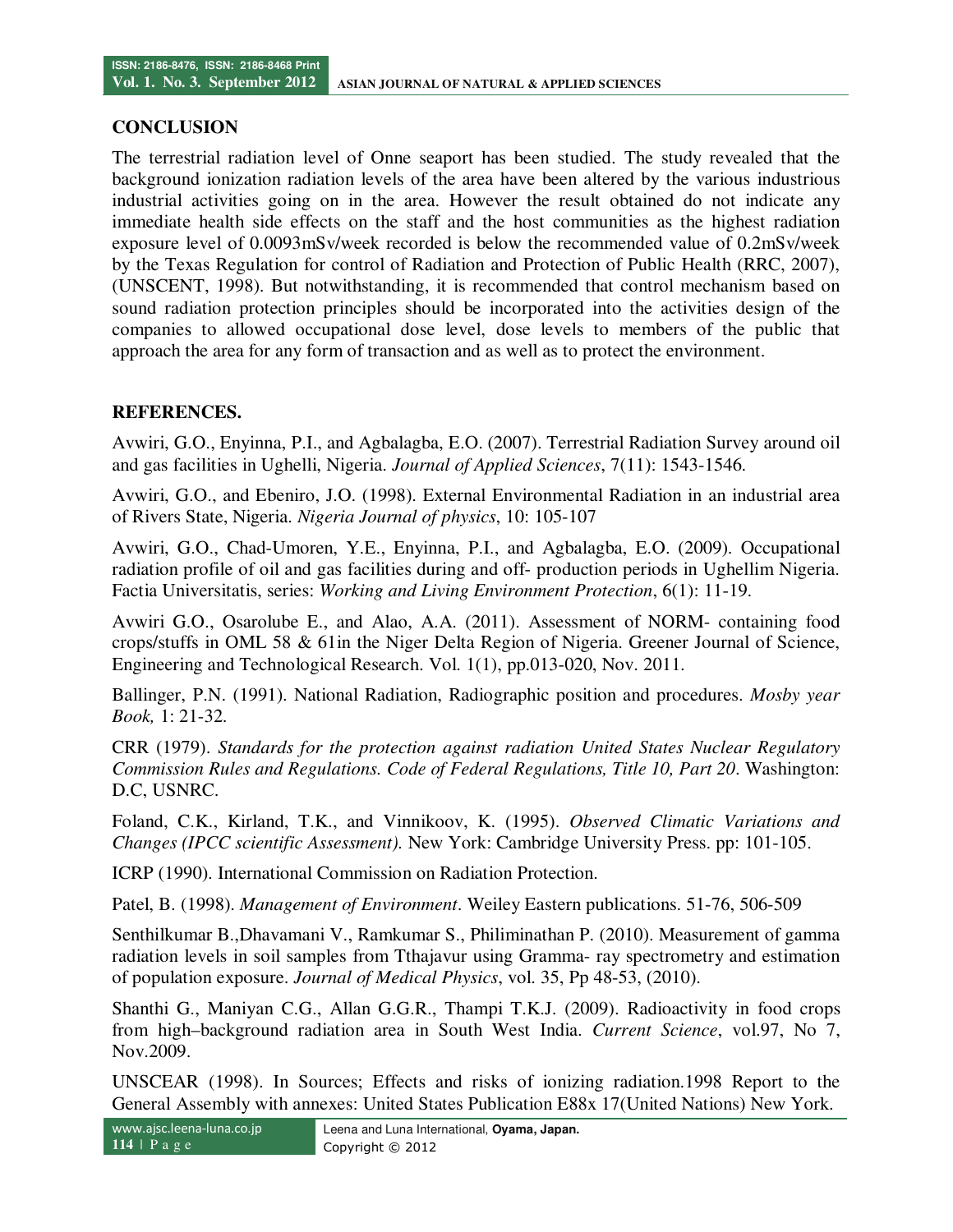## CONCLUSION

The terrestrial radiation level of Onne seaport has been studied. The study revealed that the background ionization radiation levels of the area have been altered by the various industrious industrial activities going on in the area. However the result obtained do not indicate any immediate health side effects on the staff and the host communities as the highest radiation exposure level of 0.0093mSv/week recorded is below the recommended value of 0.2mSv/week by the Texas Regulation for control of Radiation and Protection of Public Health (RRC, 2007), (UNSCENT, 1998). But notwithstanding, it is recommended that control mechanism based on sound radiation protection principles should be incorporated into the activities design of the companies to allowed occupational dose level, dose levels to members of the public that approach the area for any form of transaction and as well as to protect the environment.

## REFERENCES.

Avwiri, G.O., Enyinna, P.I., and Agbalagba, E.O. (2007). Terrestrial Radiation Survey around oil and gas facilities in Ughelli, Nigeria. *Journal of Applied Sciences*, 7(11): 1543-1546.

Avwiri, G.O., and Ebeniro, J.O. (1998). External Environmental Radiation in an industrial area of Rivers State, Nigeria. *Nigeria Journal of physics*, 10: 105-107

Avwiri, G.O., Chad-Umoren, Y.E., Enyinna, P.I., and Agbalagba, E.O. (2009). Occupational radiation profile of oil and gas facilities during and off- production periods in Ughellim Nigeria. Factia Universitatis, series: *Working and Living Environment Protection*, 6(1): 11-19.

Avwiri G.O., Osarolube E., and Alao, A.A. (2011). Assessment of NORM- containing food crops/stuffs in OML 58 & 61in the Niger Delta Region of Nigeria. Greener Journal of Science, Engineering and Technological Research. Vol. 1(1), pp.013-020, Nov. 2011.

Ballinger, P.N. (1991). National Radiation, Radiographic position and procedures. *Mosby year Book,* 1: 21-32.

CRR (1979). *Standards for the protection against radiation United States Nuclear Regulatory Commission Rules and Regulations. Code of Federal Regulations, Title 10, Part 20*. Washington: D.C, USNRC.

Foland, C.K., Kirland, T.K., and Vinnikoov, K. (1995). *Observed Climatic Variations and Changes (IPCC scientific Assessment).* New York: Cambridge University Press. pp: 101-105.

ICRP (1990). International Commission on Radiation Protection.

Patel, B. (1998). *Management of Environment*. Weiley Eastern publications. 51-76, 506-509

Senthilkumar B.,Dhavamani V., Ramkumar S., Philiminathan P. (2010). Measurement of gamma radiation levels in soil samples from Tthajavur using Gramma- ray spectrometry and estimation of population exposure. *Journal of Medical Physics*, vol. 35, Pp 48-53, (2010).

Shanthi G., Maniyan C.G., Allan G.G.R., Thampi T.K.J. (2009). Radioactivity in food crops from high–background radiation area in South West India. *Current Science*, vol.97, No 7, Nov.2009.

UNSCEAR (1998). In Sources; Effects and risks of ionizing radiation.1998 Report to the General Assembly with annexes: United States Publication E88x 17(United Nations) New York.